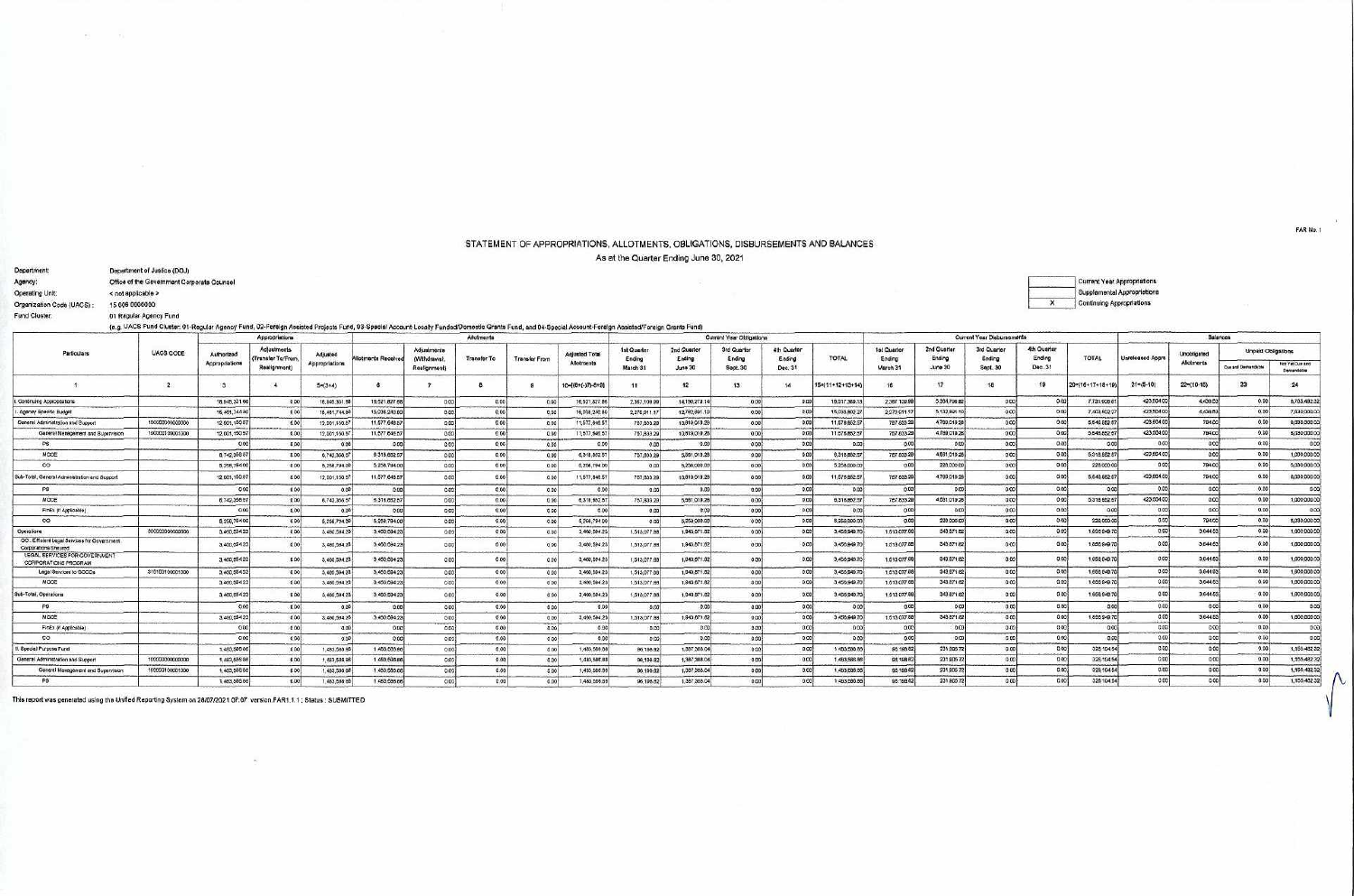FAR No. 1

# STATEMENT OF APPROPRIATIONS, ALLOTMENTS, OBLIGATIONS, DISBURSEMENTS AND BALANCES

As at the Quarter Ending June 30, 2021

Department: Department of Justice (DOJ)
Agency: Office of the Government Corporate Counsel
Operating Unit: < not applicable >
Organization Code (UACS): 15 009 0000000
Fund Cluster: 01 Regular Agency Fund
(e.g. UACS Fund Cluster: 01-Regular Agency Fund, 02-Foreign Assisted Projects Fund, 03-Special Account-Locally Funded/Domestic Grants Fund, and 04-Special Account-Foreign Assisted/Foreign Grants Fund)

| | |
|---|---|
| | Current Year Appropriations |
| | Supplemental Appropriations |
| X | Continuing Appropriations |

| Particulars | UACS CODE | Appropriations | | | Allotments | | | | | Current Year Obligations | | | | | Current Year Disbursements | | | | | Balances | | | |
|---|---|---|---|---|---|---|---|---|---|---|---|---|---|---|---|---|---|---|---|---|---|---|---|
| | | Authorized Appropriations | Adjustments (Transfer To/From, Realignment) | Adjusted Appropriations | Allotments Received | Adjustments (Withdrawal, Realignment) | Transfer To | Transfer From | Adjusted Total Allotments | 1st Quarter Ending March 31 | 2nd Quarter Ending June 30 | 3rd Quarter Ending Sept. 30 | 4th Quarter Ending Dec. 31 | TOTAL | 1st Quarter Ending March 31 | 2nd Quarter Ending June 30 | 3rd Quarter Ending Sept. 30 | 4th Quarter Ending Dec. 31 | TOTAL | Unreleased Appro | Unobligated Allotments | Unpaid Obligations | |
| | | | | | | | | | | | | | | | | | | | | | | Due and Demandable | Not Yet Due and Demandable |
| 1 | 2 | 3 | 4 | 5=(3+4) | 6 | 7 | 8 | 9 | 10=[{6+(-)7}-8+9] | 11 | 12 | 13 | 14 | 15=(11+12+13+14) | 16 | 17 | 18 | 19 | 20=(16+17+18+19) | 21=(5-10) | 22=(10-15) | 23 | 24 |
| I. Continuing Appropriations | | 16,945,331.66 | 0.00 | 16,945,331.66 | 16,521,827.66 | 0.00 | 0.00 | 0.00 | 16,521,827.66 | 2,367,109.99 | 14,150,273.14 | 0.00 | 0.00 | 16,517,383.13 | 2,367,109.99 | 5,364,795.62 | 0.00 | 0.00 | 7,731,905.61 | 423,504.00 | 4,438.53 | 0.00 | 8,783,482.32 |
| I. Agency Specific Budget | | 15,461,744.80 | 0.00 | 15,461,744.80 | 15,038,240.80 | 0.00 | 0.00 | 0.00 | 15,038,240.80 | 2,270,911.17 | 12,762,891.10 | 0.00 | 0.00 | 15,033,802.27 | 2,270,911.17 | 5,132,891.10 | 0.00 | 0.00 | 7,403,802.27 | 423,504.00 | 4,438.53 | 0.00 | 7,630,000.00 |
| General Administration and Support | 100000000000000 | 12,001,150.57 | 0.00 | 12,001,150.57 | 11,577,646.57 | 0.00 | 0.00 | 0.00 | 11,577,646.57 | 757,833.29 | 10,819,019.28 | 0.00 | 0.00 | 11,576,852.57 | 757,833.29 | 4,789,019.28 | 0.00 | 0.00 | 5,546,852.57 | 423,504.00 | 794.00 | 0.00 | 6,030,000.00 |
| General Management and Supervision | 100000100001000 | 12,001,150.57 | 0.00 | 12,001,150.57 | 11,577,646.57 | 0.00 | 0.00 | 0.00 | 11,577,646.57 | 757,833.29 | 10,819,019.28 | 0.00 | 0.00 | 11,576,852.57 | 757,833.29 | 4,789,019.28 | 0.00 | 0.00 | 5,546,852.57 | 423,504.00 | 794.00 | 0.00 | 6,030,000.00 |
| PS | | 0.00 | 0.00 | 0.00 | 0.00 | 0.00 | 0.00 | 0.00 | 0.00 | 0.00 | 0.00 | 0.00 | 0.00 | 0.00 | 0.00 | 0.00 | 0.00 | 0.00 | 0.00 | 0.00 | 0.00 | 0.00 | 0.00 |
| MOOE | | 6,742,356.57 | 0.00 | 6,742,356.57 | 6,318,852.57 | 0.00 | 0.00 | 0.00 | 6,318,852.57 | 757,833.29 | 5,561,019.28 | 0.00 | 0.00 | 6,318,852.57 | 757,833.29 | 4,561,019.28 | 0.00 | 0.00 | 5,318,852.57 | 423,504.00 | 0.00 | 0.00 | 1,000,000.00 |
| CO | | 5,258,794.00 | 0.00 | 5,258,794.00 | 5,258,794.00 | 0.00 | 0.00 | 0.00 | 5,258,794.00 | 0.00 | 5,258,000.00 | 0.00 | 0.00 | 5,258,000.00 | 0.00 | 228,000.00 | 0.00 | 0.00 | 228,000.00 | 0.00 | 794.00 | 0.00 | 5,030,000.00 |
| Sub-Total, General Administration and Support | | 12,001,150.57 | 0.00 | 12,001,150.57 | 11,577,646.57 | 0.00 | 0.00 | 0.00 | 11,577,646.57 | 757,833.29 | 10,819,019.28 | 0.00 | 0.00 | 11,576,852.57 | 757,833.29 | 4,789,019.28 | 0.00 | 0.00 | 5,546,852.57 | 423,504.00 | 794.00 | 0.00 | 6,030,000.00 |
| PS | | 0.00 | 0.00 | 0.00 | 0.00 | 0.00 | 0.00 | 0.00 | 0.00 | 0.00 | 0.00 | 0.00 | 0.00 | 0.00 | 0.00 | 0.00 | 0.00 | 0.00 | 0.00 | 0.00 | 0.00 | 0.00 | 0.00 |
| MOOE | | 6,742,356.57 | 0.00 | 6,742,356.57 | 6,318,852.57 | 0.00 | 0.00 | 0.00 | 6,318,852.57 | 757,833.29 | 5,561,019.28 | 0.00 | 0.00 | 6,318,852.57 | 757,833.29 | 4,561,019.28 | 0.00 | 0.00 | 5,318,852.57 | 423,504.00 | 0.00 | 0.00 | 1,000,000.00 |
| FinEx (if Applicable) | | 0.00 | 0.00 | 0.00 | 0.00 | 0.00 | 0.00 | 0.00 | 0.00 | 0.00 | 0.00 | 0.00 | 0.00 | 0.00 | 0.00 | 0.00 | 0.00 | 0.00 | 0.00 | 0.00 | 0.00 | 0.00 | 0.00 |
| CO | | 5,258,794.00 | 0.00 | 5,258,794.00 | 5,258,794.00 | 0.00 | 0.00 | 0.00 | 5,258,794.00 | 0.00 | 5,258,000.00 | 0.00 | 0.00 | 5,258,000.00 | 0.00 | 228,000.00 | 0.00 | 0.00 | 228,000.00 | 0.00 | 794.00 | 0.00 | 5,030,000.00 |
| Operations | 300000000000000 | 3,460,594.23 | 0.00 | 3,460,594.23 | 3,460,594.23 | 0.00 | 0.00 | 0.00 | 3,460,594.23 | 1,513,077.88 | 1,943,871.82 | 0.00 | 0.00 | 3,456,949.70 | 1,513,077.88 | 343,871.82 | 0.00 | 0.00 | 1,856,949.70 | 0.00 | 3,644.53 | 0.00 | 1,600,000.00 |
| OO : Efficient Legal Services for Government Corporations Ensured | | 3,460,594.23 | 0.00 | 3,460,594.23 | 3,460,594.23 | 0.00 | 0.00 | 0.00 | 3,460,594.23 | 1,513,077.88 | 1,943,871.82 | 0.00 | 0.00 | 3,456,949.70 | 1,513,077.88 | 343,871.82 | 0.00 | 0.00 | 1,856,949.70 | 0.00 | 3,644.53 | 0.00 | 1,600,000.00 |
| LEGAL SERVICES FOR GOVERNMENT CORPORATIONS PROGRAM | | 3,460,594.23 | 0.00 | 3,460,594.23 | 3,460,594.23 | 0.00 | 0.00 | 0.00 | 3,460,594.23 | 1,513,077.88 | 1,943,871.82 | 0.00 | 0.00 | 3,456,949.70 | 1,513,077.88 | 343,871.82 | 0.00 | 0.00 | 1,856,949.70 | 0.00 | 3,644.53 | 0.00 | 1,600,000.00 |
| Legal Services to GOCCs | 310100100001000 | 3,460,594.23 | 0.00 | 3,460,594.23 | 3,460,594.23 | 0.00 | 0.00 | 0.00 | 3,460,594.23 | 1,513,077.88 | 1,943,871.82 | 0.00 | 0.00 | 3,456,949.70 | 1,513,077.88 | 343,871.82 | 0.00 | 0.00 | 1,856,949.70 | 0.00 | 3,644.53 | 0.00 | 1,600,000.00 |
| MOOE | | 3,460,594.23 | 0.00 | 3,460,594.23 | 3,460,594.23 | 0.00 | 0.00 | 0.00 | 3,460,594.23 | 1,513,077.88 | 1,943,871.82 | 0.00 | 0.00 | 3,456,949.70 | 1,513,077.88 | 343,871.82 | 0.00 | 0.00 | 1,856,949.70 | 0.00 | 3,644.53 | 0.00 | 1,600,000.00 |
| Sub-Total, Operations | | 3,460,594.23 | 0.00 | 3,460,594.23 | 3,460,594.23 | 0.00 | 0.00 | 0.00 | 3,460,594.23 | 1,513,077.88 | 1,943,871.82 | 0.00 | 0.00 | 3,456,949.70 | 1,513,077.88 | 343,871.82 | 0.00 | 0.00 | 1,856,949.70 | 0.00 | 3,644.53 | 0.00 | 1,600,000.00 |
| PS | | 0.00 | 0.00 | 0.00 | 0.00 | 0.00 | 0.00 | 0.00 | 0.00 | 0.00 | 0.00 | 0.00 | 0.00 | 0.00 | 0.00 | 0.00 | 0.00 | 0.00 | 0.00 | 0.00 | 0.00 | 0.00 | 0.00 |
| MOOE | | 3,460,594.23 | 0.00 | 3,460,594.23 | 3,460,594.23 | 0.00 | 0.00 | 0.00 | 3,460,594.23 | 1,513,077.88 | 1,943,871.82 | 0.00 | 0.00 | 3,456,949.70 | 1,513,077.88 | 343,871.82 | 0.00 | 0.00 | 1,856,949.70 | 0.00 | 3,644.53 | 0.00 | 1,600,000.00 |
| FinEx (if Applicable) | | 0.00 | 0.00 | 0.00 | 0.00 | 0.00 | 0.00 | 0.00 | 0.00 | 0.00 | 0.00 | 0.00 | 0.00 | 0.00 | 0.00 | 0.00 | 0.00 | 0.00 | 0.00 | 0.00 | 0.00 | 0.00 | 0.00 |
| CO | | 0.00 | 0.00 | 0.00 | 0.00 | 0.00 | 0.00 | 0.00 | 0.00 | 0.00 | 0.00 | 0.00 | 0.00 | 0.00 | 0.00 | 0.00 | 0.00 | 0.00 | 0.00 | 0.00 | 0.00 | 0.00 | 0.00 |
| B. Special Purpose Fund | | 1,483,586.86 | 0.00 | 1,483,586.86 | 1,483,586.86 | 0.00 | 0.00 | 0.00 | 1,483,586.86 | 96,198.82 | 1,387,388.04 | 0.00 | 0.00 | 1,483,586.86 | 96,198.82 | 231,905.72 | 0.00 | 0.00 | 328,104.54 | 0.00 | 0.00 | 0.00 | 1,155,482.32 |
| General Administration and Support | 100000000000000 | 1,483,586.86 | 0.00 | 1,483,586.86 | 1,483,586.86 | 0.00 | 0.00 | 0.00 | 1,483,586.86 | 96,198.82 | 1,387,388.04 | 0.00 | 0.00 | 1,483,586.86 | 96,198.82 | 231,905.72 | 0.00 | 0.00 | 328,104.54 | 0.00 | 0.00 | 0.00 | 1,155,482.32 |
| General Management and Supervision | 100000100001000 | 1,483,586.86 | 0.00 | 1,483,586.86 | 1,483,586.86 | 0.00 | 0.00 | 0.00 | 1,483,586.86 | 96,198.82 | 1,387,388.04 | 0.00 | 0.00 | 1,483,586.86 | 96,198.82 | 231,905.72 | 0.00 | 0.00 | 328,104.54 | 0.00 | 0.00 | 0.00 | 1,155,482.32 |
| PS | | 1,483,586.86 | 0.00 | 1,483,586.86 | 1,483,586.86 | 0.00 | 0.00 | 0.00 | 1,483,586.86 | 96,198.82 | 1,387,388.04 | 0.00 | 0.00 | 1,483,586.86 | 96,198.82 | 231,905.72 | 0.00 | 0.00 | 328,104.54 | 0.00 | 0.00 | 0.00 | 1,155,482.32 |

This report was generated using the Unified Reporting System on 28/07/2021 07:07 version.FAR1.1.1 ; Status : SUBMITTED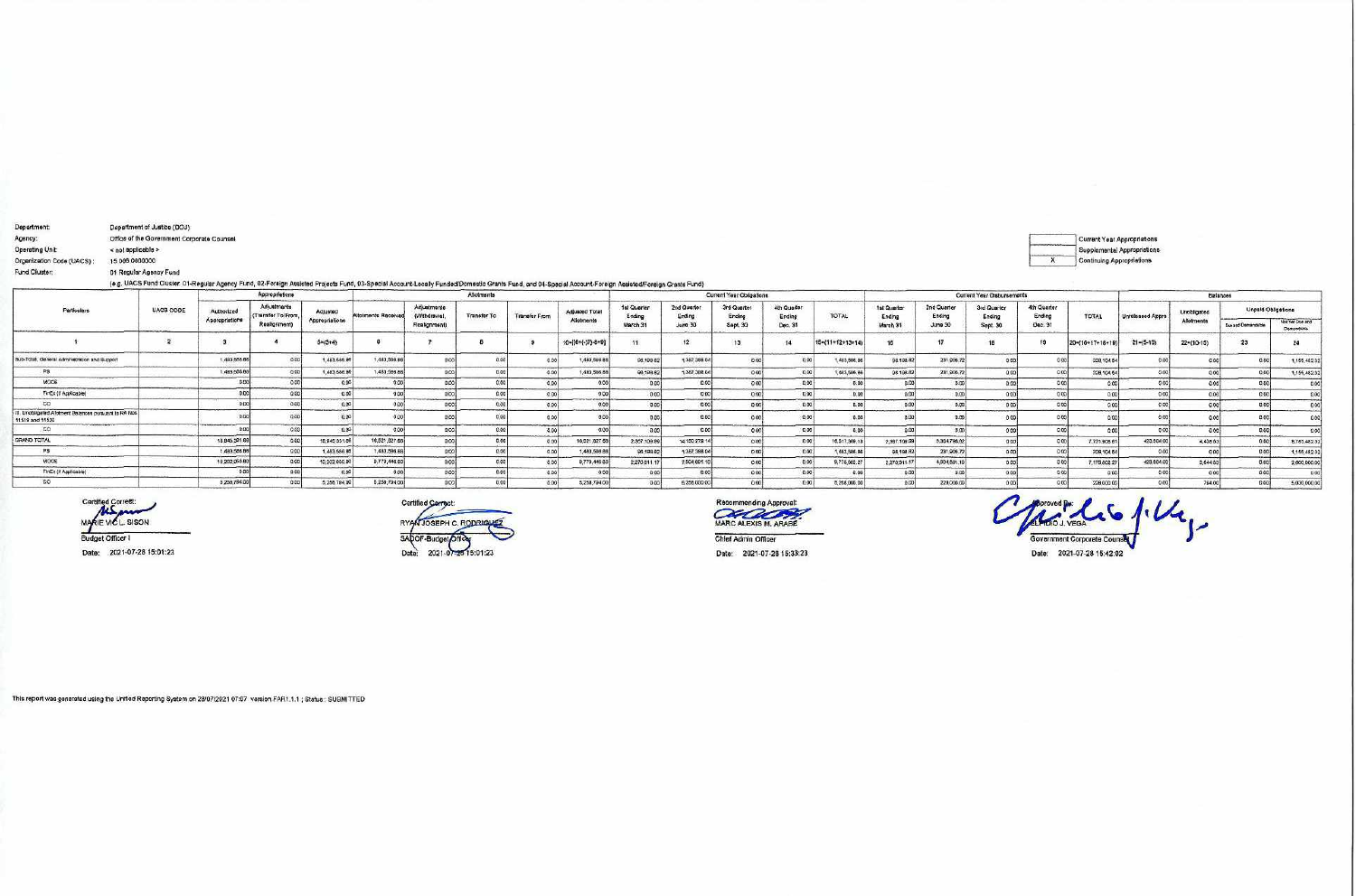Department: Department of Justice (DOJ)
Agency: Office of the Government Corporate Counsel
Operating Unit: < not applicable >
Organization Code (UACS) : 15 005 0000000
Fund Cluster: 01 Regular Agency Fund
(e.g. UACS Fund Cluster: 01-Regular Agency Fund, 02-Foreign Assisted Projects Fund, 03-Special Account-Locally Funded/Domestic Grants Fund, and 04-Special Account-Foreign Assisted/Foreign Grants Fund)

| | |
|---|---|
| | Current Year Appropriations |
| | Supplemental Appropriations |
| X | Continuing Appropriations |

| Particulars | UACS CODE | Appropriations | | | Allotments | | | | | Current Year Obligations | | | | | Current Year Disbursements | | | | | Balances | | | |
|---|---|---|---|---|---|---|---|---|---|---|---|---|---|---|---|---|---|---|---|---|---|---|---|
| | | Authorized Appropriations | Adjustments (Transfer To/From, Realignment) | Adjusted Appropriations | Allotments Received | Adjustments (Withdrawal, Realignment) | Transfer To | Transfer From | Adjusted Total Allotments | 1st Quarter Ending March 31 | 2nd Quarter Ending June 30 | 3rd Quarter Ending Sept. 30 | 4th Quarter Ending Dec. 31 | TOTAL | 1st Quarter Ending March 31 | 2nd Quarter Ending June 30 | 3rd Quarter Ending Sept. 30 | 4th Quarter Ending Dec. 31 | TOTAL | Unreleased Appro | Unobligated Allotments | Unpaid Obligations | |
| | | | | | | | | | | | | | | | | | | | | | | Due and Demandable | Not Yet Due and Demandable |
| 1 | 2 | 3 | 4 | 5=(3+4) | 6 | 7 | 8 | 9 | 10=[{6+(-)7}-8+9] | 11 | 12 | 13 | 14 | 15=(11+12+13+14) | 16 | 17 | 18 | 19 | 20=(16+17+18+19) | 21=(5-10) | 22=(10-15) | 23 | 24 |
| Sub-Total, General Administration and Support | | 1,463,586.86 | 0.00 | 1,463,586.86 | 1,463,586.86 | 0.00 | 0.00 | 0.00 | 1,463,586.86 | 96,198.82 | 1,367,388.04 | 0.00 | 0.00 | 1,463,586.86 | 96,198.82 | 231,905.72 | 0.00 | 0.00 | 328,104.54 | 0.00 | 0.00 | 0.00 | 1,135,482.32 |
| PS | | 1,463,586.86 | 0.00 | 1,463,586.86 | 1,463,586.86 | 0.00 | 0.00 | 0.00 | 1,463,586.86 | 96,198.82 | 1,367,388.04 | 0.00 | 0.00 | 1,463,586.86 | 96,198.82 | 231,905.72 | 0.00 | 0.00 | 328,104.54 | 0.00 | 0.00 | 0.00 | 1,135,482.32 |
| MOOE | | 0.00 | 0.00 | 0.00 | 0.00 | 0.00 | 0.00 | 0.00 | 0.00 | 0.00 | 0.00 | 0.00 | 0.00 | 0.00 | 0.00 | 0.00 | 0.00 | 0.00 | 0.00 | 0.00 | 0.00 | 0.00 | 0.00 |
| FinEx (if Applicable) | | 0.00 | 0.00 | 0.00 | 0.00 | 0.00 | 0.00 | 0.00 | 0.00 | 0.00 | 0.00 | 0.00 | 0.00 | 0.00 | 0.00 | 0.00 | 0.00 | 0.00 | 0.00 | 0.00 | 0.00 | 0.00 | 0.00 |
| CO | | 0.00 | 0.00 | 0.00 | 0.00 | 0.00 | 0.00 | 0.00 | 0.00 | 0.00 | 0.00 | 0.00 | 0.00 | 0.00 | 0.00 | 0.00 | 0.00 | 0.00 | 0.00 | 0.00 | 0.00 | 0.00 | 0.00 |
| III. Unobligated Allotment Balances pursuant to RA Nos. 11519 and 11520 | | 0.00 | 0.00 | 0.00 | 0.00 | 0.00 | 0.00 | 0.00 | 0.00 | 0.00 | 0.00 | 0.00 | 0.00 | 0.00 | 0.00 | 0.00 | 0.00 | 0.00 | 0.00 | 0.00 | 0.00 | 0.00 | 0.00 |
| CO | | 0.00 | 0.00 | 0.00 | 0.00 | 0.00 | 0.00 | 0.00 | 0.00 | 0.00 | 0.00 | 0.00 | 0.00 | 0.00 | 0.00 | 0.00 | 0.00 | 0.00 | 0.00 | 0.00 | 0.00 | 0.00 | 0.00 |
| GRAND TOTAL | | 16,945,321.86 | 0.00 | 16,945,321.86 | 16,521,827.86 | 0.00 | 0.00 | 0.00 | 16,521,827.86 | 2,367,109.99 | 14,150,279.14 | 0.00 | 0.00 | 16,517,389.13 | 2,367,109.99 | 5,034,796.82 | 0.00 | 0.00 | 7,721,906.81 | 423,604.00 | 4,438.63 | 0.00 | 8,795,482.32 |
| PS | | 1,463,586.86 | 0.00 | 1,463,586.86 | 1,463,586.86 | 0.00 | 0.00 | 0.00 | 1,463,586.86 | 96,198.82 | 1,367,388.04 | 0.00 | 0.00 | 1,463,586.86 | 96,198.82 | 231,905.72 | 0.00 | 0.00 | 328,104.54 | 0.00 | 0.00 | 0.00 | 1,135,482.32 |
| MOOE | | 10,202,050.00 | 0.00 | 10,202,050.00 | 9,779,446.00 | 0.00 | 0.00 | 0.00 | 9,779,446.00 | 2,270,911.17 | 7,504,891.10 | 0.00 | 0.00 | 9,775,802.27 | 2,270,911.17 | 4,904,891.10 | 0.00 | 0.00 | 7,175,802.27 | 423,604.00 | 3,644.63 | 0.00 | 2,600,000.00 |
| FinEx (if Applicable) | | 0.00 | 0.00 | 0.00 | 0.00 | 0.00 | 0.00 | 0.00 | 0.00 | 0.00 | 0.00 | 0.00 | 0.00 | 0.00 | 0.00 | 0.00 | 0.00 | 0.00 | 0.00 | 0.00 | 0.00 | 0.00 | 0.00 |
| CO | | 5,258,794.00 | 0.00 | 5,258,794.00 | 5,258,794.00 | 0.00 | 0.00 | 0.00 | 5,258,794.00 | 0.00 | 5,258,000.00 | 0.00 | 0.00 | 5,258,000.00 | 0.00 | 228,000.00 | 0.00 | 0.00 | 228,000.00 | 0.00 | 794.00 | 0.00 | 5,030,000.00 |

Certified Correct:
MARIE VIC L. SISON
Budget Officer I
Date: 2021-07-28 15:01:23

Certified Correct:
RYAN JOSEPH C. RODRIGUEZ
SADOF-Budget Officer
Date: 2021-07-28 15:01:23

Recommending Approval:
MARC ALEXIS M. ARABE
Chief Admin Officer
Date: 2021-07-28 15:33:23

Approved By:
ELPIDIO J. VEGA
Government Corporate Counsel
Date: 2021-07-28 15:42:02

This report was generated using the Unified Reporting System on 28/07/2021 07:07 version.FAR1.1.1 ; Status : SUBMITTED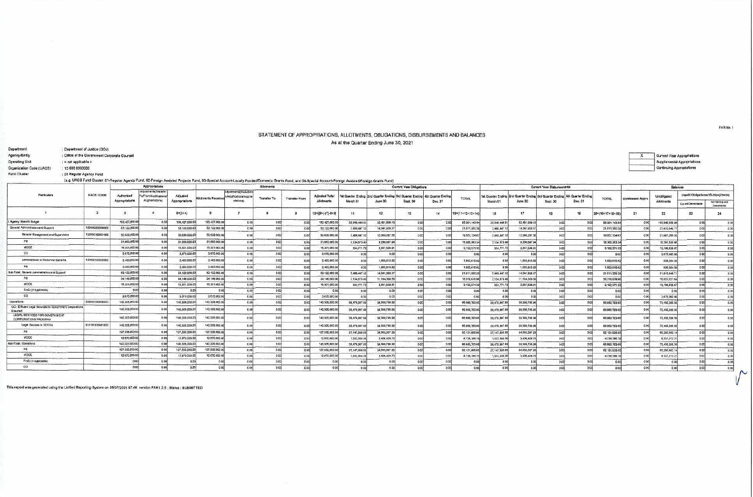FAR No. 1

# STATEMENT OF APPROPRIATIONS, ALLOTMENTS, OBLIGATIONS, DISBURSEMENTS AND BALANCES

As at the Quarter Ending June 30, 2021

Department : Department of Justice (DOJ)
Agency/Entity : Office of the Government Corporate Counsel
Operating Unit : < not applicable >
Organization Code (UACS) : 15 006 0000000
Fund Cluster : 01 Regular Agency Fund
(e.g. UACS Fund Cluster: 01-Regular Agency Fund, 02-Foreign Assisted Projects Fund, 03-Special Account-Locally Funded/Domestic Grants Fund, and 04-Special Account-Foreign Assisted/Foreign Grants Fund)

| X | Current Year Appropriations |
|---|---|
| | Supplemental Appropriations |
| | Continuing Appropriations |

| Particulars | UACS CODE | Appropriations: Authorized Appropriations | Adjustments(Transfer To/From,Modifications/Augmentations) | Adjusted Appropriations | Allotments: Allotments Received | Adjustments(Reductions, Modifications/Augmentations) | Transfer To | Transfer From | Adjusted Total Allotments | Current Year Obligations: 1st Quarter Ending March 31 | 2nd Quarter Ending June 30 | 3rd Quarter Ending Sept. 30 | 4th Quarter Ending Dec. 31 | TOTAL | Current Year Disbursements: 1st Quarter Ending March 31 | 2nd Quarter Ending June 30 | 3rd Quarter Ending Sept. 30 | 4th Quarter Ending Dec. 31 | TOTAL | Balances: Unreleased Appro | Unobligated Allotments | Unpaid Obligations(15-20)=(23+24): Due and Demandable | Not Yet Due and Demandable |
|---|---|---|---|---|---|---|---|---|---|---|---|---|---|---|---|---|---|---|---|---|---|---|---|
| 1 | 2 | 3 | 4 | 5=(3+4) | 6 | 7 | 8 | 9 | 10=[{6+(-)7}-8+9] | 11 | 12 | 13 | 14 | 15=(11+12+13+14) | 16 | 17 | 18 | 19 | 20=(16+17+18+19) | 21 | 22 | 23 | 24 |
| I. Agency Specific Budget | | 193,427,000.00 | 0.00 | 193,427,000.00 | 193,427,000.00 | 0.00 | 0.00 | 0.00 | 193,427,000.00 | 35,946,444.51 | 52,431,699.13 | 0.00 | 0.00 | 88,381,143.94 | 35,946,444.51 | 52,431,699.13 | 0.00 | 0.00 | 88,381,143.94 | 0.00 | 105,045,856.06 | 0.00 | 0.00 |
| General Administration and Support | 100000000000000 | 53,122,000.00 | 0.00 | 53,122,000.00 | 53,122,000.00 | 0.00 | 0.00 | 0.00 | 53,122,000.00 | 7,469,447.12 | 14,041,903.17 | 0.00 | 0.00 | 21,511,350.29 | 7,469,447.12 | 14,041,903.17 | 0.00 | 0.00 | 21,511,350.29 | 0.00 | 31,610,649.71 | 0.00 | 0.00 |
| General Management and Supervision | 100000100001000 | 50,639,000.00 | 0.00 | 50,639,000.00 | 50,639,000.00 | 0.00 | 0.00 | 0.00 | 50,639,000.00 | 7,469,447.12 | 12,088,287.35 | 0.00 | 0.00 | 19,557,734.67 | 7,469,447.12 | 12,088,287.35 | 0.00 | 0.00 | 19,557,734.67 | 0.00 | 31,081,265.33 | 0.00 | 0.00 |
| PS | | 31,663,000.00 | 0.00 | 31,663,000.00 | 31,663,000.00 | 0.00 | 0.00 | 0.00 | 31,663,000.00 | 7,134,675.40 | 9,230,687.94 | 0.00 | 0.00 | 16,365,363.34 | 7,134,675.40 | 9,230,687.94 | 0.00 | 0.00 | 16,365,363.34 | 0.00 | 15,297,636.66 | 0.00 | 0.00 |
| MOOE | | 15,301,000.00 | 0.00 | 15,301,000.00 | 15,301,000.00 | 0.00 | 0.00 | 0.00 | 15,301,000.00 | 334,771.72 | 2,857,599.81 | 0.00 | 0.00 | 3,192,371.33 | 334,771.72 | 2,857,599.81 | 0.00 | 0.00 | 3,192,371.33 | 0.00 | 12,108,628.67 | 0.00 | 0.00 |
| CO | | 3,675,000.00 | 0.00 | 3,675,000.00 | 3,675,000.00 | 0.00 | 0.00 | 0.00 | 3,675,000.00 | 0.00 | 0.00 | 0.00 | 0.00 | 0.00 | 0.00 | 0.00 | 0.00 | 0.00 | 0.00 | 0.00 | 3,675,000.00 | 0.00 | 0.00 |
| Administration of Personnel Benefits | 100000100002000 | 2,483,000.00 | 0.00 | 2,483,000.00 | 2,483,000.00 | 0.00 | 0.00 | 0.00 | 2,483,000.00 | 0.00 | 1,953,615.62 | 0.00 | 0.00 | 1,953,615.62 | 0.00 | 1,953,615.62 | 0.00 | 0.00 | 1,953,615.62 | 0.00 | 529,384.38 | 0.00 | 0.00 |
| PS | | 2,483,000.00 | 0.00 | 2,483,000.00 | 2,483,000.00 | 0.00 | 0.00 | 0.00 | 2,483,000.00 | 0.00 | 1,953,615.62 | 0.00 | 0.00 | 1,953,615.62 | 0.00 | 1,953,615.62 | 0.00 | 0.00 | 1,953,615.62 | 0.00 | 529,384.38 | 0.00 | 0.00 |
| Sub-Total, General Administration and Support | | 53,122,000.00 | 0.00 | 53,122,000.00 | 53,122,000.00 | 0.00 | 0.00 | 0.00 | 53,122,000.00 | 7,469,447.12 | 14,041,903.17 | 0.00 | 0.00 | 21,511,350.29 | 7,469,447.12 | 14,041,903.17 | 0.00 | 0.00 | 21,511,350.29 | 0.00 | 31,610,649.71 | 0.00 | 0.00 |
| PS | | 34,146,000.00 | 0.00 | 34,146,000.00 | 34,146,000.00 | 0.00 | 0.00 | 0.00 | 34,146,000.00 | 7,134,675.40 | 11,184,303.56 | 0.00 | 0.00 | 18,318,978.96 | 7,134,675.40 | 11,184,303.56 | 0.00 | 0.00 | 18,318,978.96 | 0.00 | 15,827,021.04 | 0.00 | 0.00 |
| MOOE | | 15,301,000.00 | 0.00 | 15,301,000.00 | 15,301,000.00 | 0.00 | 0.00 | 0.00 | 15,301,000.00 | 334,771.72 | 2,857,599.81 | 0.00 | 0.00 | 3,192,371.33 | 334,771.72 | 2,857,599.81 | 0.00 | 0.00 | 3,192,371.33 | 0.00 | 12,108,628.67 | 0.00 | 0.00 |
| FinEx (if Applicable) | | 0.00 | 0.00 | 0.00 | 0.00 | 0.00 | 0.00 | 0.00 | 0.00 | 0.00 | 0.00 | 0.00 | 0.00 | 0.00 | 0.00 | 0.00 | 0.00 | 0.00 | 0.00 | 0.00 | 0.00 | 0.00 | 0.00 |
| CO | | 3,675,000.00 | 0.00 | 3,675,000.00 | 3,675,000.00 | 0.00 | 0.00 | 0.00 | 3,675,000.00 | 0.00 | 0.00 | 0.00 | 0.00 | 0.00 | 0.00 | 0.00 | 0.00 | 0.00 | 0.00 | 0.00 | 3,675,000.00 | 0.00 | 0.00 |
| Operations | 300000000000000 | 140,305,000.00 | 0.00 | 140,305,000.00 | 140,305,000.00 | 0.00 | 0.00 | 0.00 | 140,305,000.00 | 28,476,997.39 | 38,389,795.96 | 0.00 | 0.00 | 66,869,793.65 | 28,476,997.39 | 38,389,795.96 | 0.00 | 0.00 | 66,869,793.65 | 0.00 | 73,435,206.35 | 0.00 | 0.00 |
| OO : Efficient Legal Services for Government Corporations Ensured | | 140,305,000.00 | 0.00 | 140,305,000.00 | 140,305,000.00 | 0.00 | 0.00 | 0.00 | 140,305,000.00 | 28,476,997.39 | 38,389,795.96 | 0.00 | 0.00 | 66,869,793.65 | 28,476,997.39 | 38,389,795.96 | 0.00 | 0.00 | 66,869,793.65 | 0.00 | 73,435,206.35 | 0.00 | 0.00 |
| LEGAL SERVICES FOR GOVERNMENT CORPORATIONS PROGRAM | | 140,305,000.00 | 0.00 | 140,305,000.00 | 140,305,000.00 | 0.00 | 0.00 | 0.00 | 140,305,000.00 | 28,476,997.39 | 38,389,795.96 | 0.00 | 0.00 | 66,869,793.65 | 28,476,997.39 | 38,389,795.96 | 0.00 | 0.00 | 66,869,793.65 | 0.00 | 73,435,206.35 | 0.00 | 0.00 |
| Legal Services to GOCCs | 310100100001000 | 140,305,000.00 | 0.00 | 140,305,000.00 | 140,305,000.00 | 0.00 | 0.00 | 0.00 | 140,305,000.00 | 28,476,997.39 | 38,389,795.96 | 0.00 | 0.00 | 66,869,793.65 | 28,476,997.39 | 38,389,795.96 | 0.00 | 0.00 | 66,869,793.65 | 0.00 | 73,435,206.35 | 0.00 | 0.00 |
| PS | | 127,335,000.00 | 0.00 | 127,335,000.00 | 127,335,000.00 | 0.00 | 0.00 | 0.00 | 127,335,000.00 | 27,147,639.53 | 34,983,367.23 | 0.00 | 0.00 | 62,131,006.86 | 27,147,639.53 | 34,983,367.23 | 0.00 | 0.00 | 62,131,006.86 | 0.00 | 65,203,993.14 | 0.00 | 0.00 |
| MOOE | | 12,970,000.00 | 0.00 | 12,970,000.00 | 12,970,000.00 | 0.00 | 0.00 | 0.00 | 12,970,000.00 | 1,332,358.06 | 3,406,428.73 | 0.00 | 0.00 | 4,738,786.79 | 1,332,358.06 | 3,406,428.73 | 0.00 | 0.00 | 4,738,786.79 | 0.00 | 8,231,213.21 | 0.00 | 0.00 |
| Sub-Total, Operations | | 140,305,000.00 | 0.00 | 140,305,000.00 | 140,305,000.00 | 0.00 | 0.00 | 0.00 | 140,305,000.00 | 28,476,997.39 | 38,389,795.96 | 0.00 | 0.00 | 66,869,793.65 | 28,476,997.39 | 38,389,795.96 | 0.00 | 0.00 | 66,869,793.65 | 0.00 | 73,435,206.35 | 0.00 | 0.00 |
| PS | | 127,335,000.00 | 0.00 | 127,335,000.00 | 127,335,000.00 | 0.00 | 0.00 | 0.00 | 127,335,000.00 | 27,147,639.53 | 34,983,367.23 | 0.00 | 0.00 | 62,131,006.86 | 27,147,639.53 | 34,983,367.23 | 0.00 | 0.00 | 62,131,006.86 | 0.00 | 65,203,993.14 | 0.00 | 0.00 |
| MOOE | | 12,970,000.00 | 0.00 | 12,970,000.00 | 12,970,000.00 | 0.00 | 0.00 | 0.00 | 12,970,000.00 | 1,332,358.06 | 3,406,428.73 | 0.00 | 0.00 | 4,738,786.79 | 1,332,358.06 | 3,406,428.73 | 0.00 | 0.00 | 4,738,786.79 | 0.00 | 8,231,213.21 | 0.00 | 0.00 |
| FinEx (if Applicable) | | 0.00 | 0.00 | 0.00 | 0.00 | 0.00 | 0.00 | 0.00 | 0.00 | 0.00 | 0.00 | 0.00 | 0.00 | 0.00 | 0.00 | 0.00 | 0.00 | 0.00 | 0.00 | 0.00 | 0.00 | 0.00 | 0.00 |
| CO | | 0.00 | 0.00 | 0.00 | 0.00 | 0.00 | 0.00 | 0.00 | 0.00 | 0.00 | 0.00 | 0.00 | 0.00 | 0.00 | 0.00 | 0.00 | 0.00 | 0.00 | 0.00 | 0.00 | 0.00 | 0.00 | 0.00 |

This report was generated using the Unified Reporting System on 28/07/2021 07:48 version FAR1.2.5 ; Status : SUBMITTED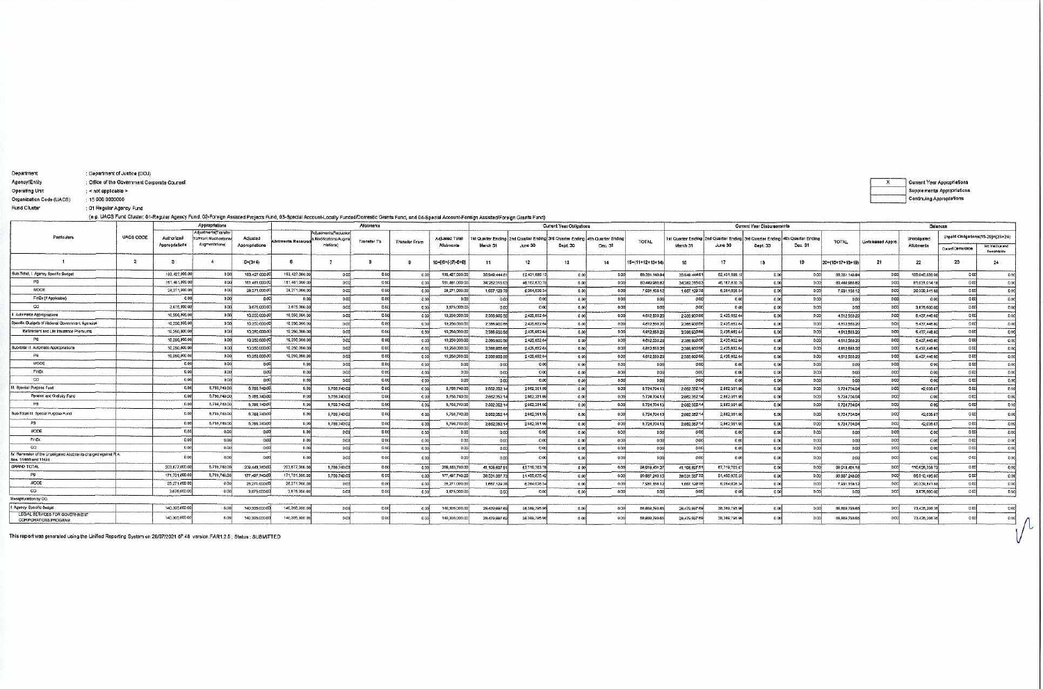Department : Department of Justice (DOJ)
Agency/Entity : Office of the Government Corporate Counsel
Operating Unit : < not applicable >
Organization Code (UACS) : 15 006 0000000
Fund Cluster : 01 Regular Agency Fund

(e.g. UACS Fund Cluster: 01-Regular Agency Fund, 02-Foreign Assisted Projects Fund, 03-Special Account-Locally Funded/Domestic Grants Fund, and 04-Special Account-Foreign Assisted/Foreign Grants Fund)

| X | Current Year Appropriations |
|---|---|
| | Supplemental Appropriations |
| | Continuing Appropriations |

| Particulars | UACS CODE | Appropriations | | | Allotments | | | | | Current Year Obligations | | | | | Current Year Disbursements | | | | | Balances | | | |
|---|---|---|---|---|---|---|---|---|---|---|---|---|---|---|---|---|---|---|---|---|---|---|---|
| | | Authorized Appropriations | Adjustments (Transfer To/From, Modifications/Augmentations) | Adjusted Appropriations | Allotments Received | Adjustments (Reductions, Modifications/Augmentations) | Transfer To | Transfer From | Adjusted Total Allotments | 1st Quarter Ending March 31 | 2nd Quarter Ending June 30 | 3rd Quarter Ending Sept. 30 | 4th Quarter Ending Dec. 31 | TOTAL | 1st Quarter Ending March 31 | 2nd Quarter Ending June 30 | 3rd Quarter Ending Sept. 30 | 4th Quarter Ending Dec. 31 | TOTAL | Unreleased Appro | Unobligated Allotments | Unpaid Obligations(15-20)=(23+24) | |
| | | | | | | | | | | | | | | | | | | | | | | Due and Demandable | Not Yet Due and Demandable |
| 1 | 2 | 3 | 4 | 5=(3+4) | 6 | 7 | 8 | 9 | 10=[{6+(-)7}-8+9] | 11 | 12 | 13 | 14 | 15=(11+12+13+14) | 16 | 17 | 18 | 19 | 20=(16+17+18+19) | 21 | 22 | 23 | 24 |
| Sub-Total, I. Agency Specific Budget | | 193,427,000.00 | 0.00 | 193,427,000.00 | 193,427,000.00 | 0.00 | 0.00 | 0.00 | 193,427,000.00 | 35,649,444.81 | 52,431,699.13 | 0.00 | 0.00 | 88,081,143.94 | 35,649,444.81 | 52,431,699.13 | 0.00 | 0.00 | 88,081,143.94 | 0.00 | 105,345,856.06 | 0.00 | 0.00 |
| PS | | 161,481,000.00 | 0.00 | 161,481,000.00 | 161,481,000.00 | 0.00 | 0.00 | 0.00 | 161,481,000.00 | 34,282,315.03 | 46,167,669.79 | 0.00 | 0.00 | 80,449,984.82 | 34,282,315.03 | 46,167,669.79 | 0.00 | 0.00 | 80,449,984.82 | 0.00 | 81,031,015.18 | 0.00 | 0.00 |
| MOOE | | 28,271,000.00 | 0.00 | 28,271,000.00 | 28,271,000.00 | 0.00 | 0.00 | 0.00 | 28,271,000.00 | 1,367,129.78 | 6,264,029.34 | 0.00 | 0.00 | 7,631,159.12 | 1,367,129.78 | 6,264,029.34 | 0.00 | 0.00 | 7,631,159.12 | 0.00 | 20,639,840.88 | 0.00 | 0.00 |
| FinEx (if Applicable) | | 0.00 | 0.00 | 0.00 | 0.00 | 0.00 | 0.00 | 0.00 | 0.00 | 0.00 | 0.00 | 0.00 | 0.00 | 0.00 | 0.00 | 0.00 | 0.00 | 0.00 | 0.00 | 0.00 | 0.00 | 0.00 | 0.00 |
| CO | | 3,675,000.00 | 0.00 | 3,675,000.00 | 3,675,000.00 | 0.00 | 0.00 | 0.00 | 3,675,000.00 | 0.00 | 0.00 | 0.00 | 0.00 | 0.00 | 0.00 | 0.00 | 0.00 | 0.00 | 0.00 | 0.00 | 3,675,000.00 | 0.00 | 0.00 |
| II. Automatic Appropriations | | 10,250,000.00 | 0.00 | 10,250,000.00 | 10,250,000.00 | 0.00 | 0.00 | 0.00 | 10,250,000.00 | 2,086,900.56 | 2,425,652.64 | 0.00 | 0.00 | 4,512,553.20 | 2,086,900.56 | 2,425,652.64 | 0.00 | 0.00 | 4,512,553.20 | 0.00 | 5,737,446.80 | 0.00 | 0.00 |
| Specific Budgets of National Government Agencies | | 10,250,000.00 | 0.00 | 10,250,000.00 | 10,250,000.00 | 0.00 | 0.00 | 0.00 | 10,250,000.00 | 2,086,900.56 | 2,425,652.64 | 0.00 | 0.00 | 4,512,553.20 | 2,086,900.56 | 2,425,652.64 | 0.00 | 0.00 | 4,512,553.20 | 0.00 | 5,737,446.80 | 0.00 | 0.00 |
| Retirement and Life Insurance Premiums | | 10,250,000.00 | 0.00 | 10,250,000.00 | 10,250,000.00 | 0.00 | 0.00 | 0.00 | 10,250,000.00 | 2,086,900.56 | 2,425,652.64 | 0.00 | 0.00 | 4,512,553.20 | 2,086,900.56 | 2,425,652.64 | 0.00 | 0.00 | 4,512,553.20 | 0.00 | 5,737,446.80 | 0.00 | 0.00 |
| PS | | 10,250,000.00 | 0.00 | 10,250,000.00 | 10,250,000.00 | 0.00 | 0.00 | 0.00 | 10,250,000.00 | 2,086,900.56 | 2,425,652.64 | 0.00 | 0.00 | 4,512,553.20 | 2,086,900.56 | 2,425,652.64 | 0.00 | 0.00 | 4,512,553.20 | 0.00 | 5,737,446.80 | 0.00 | 0.00 |
| Sub-total II. Automatic Appropriations | | 10,250,000.00 | 0.00 | 10,250,000.00 | 10,250,000.00 | 0.00 | 0.00 | 0.00 | 10,250,000.00 | 2,086,900.56 | 2,425,652.64 | 0.00 | 0.00 | 4,512,553.20 | 2,086,900.56 | 2,425,652.64 | 0.00 | 0.00 | 4,512,553.20 | 0.00 | 5,737,446.80 | 0.00 | 0.00 |
| PS | | 10,250,000.00 | 0.00 | 10,250,000.00 | 10,250,000.00 | 0.00 | 0.00 | 0.00 | 10,250,000.00 | 2,086,900.56 | 2,425,652.64 | 0.00 | 0.00 | 4,512,553.20 | 2,086,900.56 | 2,425,652.64 | 0.00 | 0.00 | 4,512,553.20 | 0.00 | 5,737,446.80 | 0.00 | 0.00 |
| MOOE | | 0.00 | 0.00 | 0.00 | 0.00 | 0.00 | 0.00 | 0.00 | 0.00 | 0.00 | 0.00 | 0.00 | 0.00 | 0.00 | 0.00 | 0.00 | 0.00 | 0.00 | 0.00 | 0.00 | 0.00 | 0.00 | 0.00 |
| FinEx | | 0.00 | 0.00 | 0.00 | 0.00 | 0.00 | 0.00 | 0.00 | 0.00 | 0.00 | 0.00 | 0.00 | 0.00 | 0.00 | 0.00 | 0.00 | 0.00 | 0.00 | 0.00 | 0.00 | 0.00 | 0.00 | 0.00 |
| CO | | 0.00 | 0.00 | 0.00 | 0.00 | 0.00 | 0.00 | 0.00 | 0.00 | 0.00 | 0.00 | 0.00 | 0.00 | 0.00 | 0.00 | 0.00 | 0.00 | 0.00 | 0.00 | 0.00 | 0.00 | 0.00 | 0.00 |
| III. Special Purpose Fund | | 0.00 | 5,766,740.00 | 5,766,740.00 | 0.00 | 5,766,740.00 | 0.00 | 0.00 | 5,766,740.00 | 2,862,352.14 | 2,862,351.99 | 0.00 | 0.00 | 5,724,704.13 | 2,862,352.14 | 2,862,351.99 | 0.00 | 0.00 | 5,724,704.13 | 0.00 | 42,035.87 | 0.00 | 0.00 |
| Pension and Gratuity Fund | | 0.00 | 5,766,740.00 | 5,766,740.00 | 0.00 | 5,766,740.00 | 0.00 | 0.00 | 5,766,740.00 | 2,862,352.14 | 2,862,351.99 | 0.00 | 0.00 | 5,724,704.13 | 2,862,352.14 | 2,862,351.99 | 0.00 | 0.00 | 5,724,704.13 | 0.00 | 0.00 | 0.00 | 0.00 |
| PS | | 0.00 | 5,766,740.00 | 5,766,740.00 | 0.00 | 5,766,740.00 | 0.00 | 0.00 | 5,766,740.00 | 2,862,352.14 | 2,862,351.99 | 0.00 | 0.00 | 5,724,704.13 | 2,862,352.14 | 2,862,351.99 | 0.00 | 0.00 | 5,724,704.13 | 0.00 | 42,035.87 | 0.00 | 0.00 |
| Sub-Total III. Special Purpose Fund | | 0.00 | 5,766,740.00 | 5,766,740.00 | 0.00 | 5,766,740.00 | 0.00 | 0.00 | 5,766,740.00 | 2,862,352.14 | 2,862,351.99 | 0.00 | 0.00 | 5,724,704.13 | 2,862,352.14 | 2,862,351.99 | 0.00 | 0.00 | 5,724,704.13 | 0.00 | 42,035.87 | 0.00 | 0.00 |
| PS | | 0.00 | 5,766,740.00 | 5,766,740.00 | 0.00 | 5,766,740.00 | 0.00 | 0.00 | 5,766,740.00 | 2,862,352.14 | 2,862,351.99 | 0.00 | 0.00 | 5,724,704.13 | 2,862,352.14 | 2,862,351.99 | 0.00 | 0.00 | 5,724,704.13 | 0.00 | 42,035.87 | 0.00 | 0.00 |
| MOOE | | 0.00 | 0.00 | 0.00 | 0.00 | 0.00 | 0.00 | 0.00 | 0.00 | 0.00 | 0.00 | 0.00 | 0.00 | 0.00 | 0.00 | 0.00 | 0.00 | 0.00 | 0.00 | 0.00 | 0.00 | 0.00 | 0.00 |
| FinEx | | 0.00 | 0.00 | 0.00 | 0.00 | 0.00 | 0.00 | 0.00 | 0.00 | 0.00 | 0.00 | 0.00 | 0.00 | 0.00 | 0.00 | 0.00 | 0.00 | 0.00 | 0.00 | 0.00 | 0.00 | 0.00 | 0.00 |
| CO | | 0.00 | 0.00 | 0.00 | 0.00 | 0.00 | 0.00 | 0.00 | 0.00 | 0.00 | 0.00 | 0.00 | 0.00 | 0.00 | 0.00 | 0.00 | 0.00 | 0.00 | 0.00 | 0.00 | 0.00 | 0.00 | 0.00 |
| IV. Reversion of the Unobligated Allotments charged against R.A. Nos. 11465 and 11494 | | 0.00 | 0.00 | 0.00 | 0.00 | 0.00 | 0.00 | 0.00 | 0.00 | 0.00 | 0.00 | 0.00 | 0.00 | 0.00 | 0.00 | 0.00 | 0.00 | 0.00 | 0.00 | 0.00 | 0.00 | 0.00 | 0.00 |
| GRAND TOTAL | | 203,677,000.00 | 5,766,740.00 | 209,443,740.00 | 203,677,000.00 | 5,766,740.00 | 0.00 | 0.00 | 209,443,740.00 | 40,598,697.51 | 57,719,703.76 | 0.00 | 0.00 | 98,318,401.27 | 40,598,697.51 | 57,719,703.76 | 0.00 | 0.00 | 98,318,401.27 | 0.00 | 111,125,338.73 | 0.00 | 0.00 |
| PS | | 171,731,000.00 | 5,766,740.00 | 177,497,740.00 | 171,731,000.00 | 5,766,740.00 | 0.00 | 0.00 | 177,497,740.00 | 39,231,567.73 | 51,455,674.42 | 0.00 | 0.00 | 90,687,242.15 | 39,231,567.73 | 51,455,674.42 | 0.00 | 0.00 | 90,687,242.15 | 0.00 | 86,810,497.85 | 0.00 | 0.00 |
| MOOE | | 28,271,000.00 | 0.00 | 28,271,000.00 | 28,271,000.00 | 0.00 | 0.00 | 0.00 | 28,271,000.00 | 1,367,129.78 | 6,264,029.34 | 0.00 | 0.00 | 7,631,159.12 | 1,367,129.78 | 6,264,029.34 | 0.00 | 0.00 | 7,631,159.12 | 0.00 | 20,639,840.88 | 0.00 | 0.00 |
| CO | | 3,675,000.00 | 0.00 | 3,675,000.00 | 3,675,000.00 | 0.00 | 0.00 | 0.00 | 3,675,000.00 | 0.00 | 0.00 | 0.00 | 0.00 | 0.00 | 0.00 | 0.00 | 0.00 | 0.00 | 0.00 | 0.00 | 3,675,000.00 | 0.00 | 0.00 |
| Recapitulation by OO: | | | | | | | | | | | | | | | | | | | | | | | |
| I. Agency Specific Budget | | 140,305,000.00 | 0.00 | 140,305,000.00 | 140,305,000.00 | 0.00 | 0.00 | 0.00 | 140,305,000.00 | 28,479,997.69 | 38,389,795.96 | 0.00 | 0.00 | 66,869,793.65 | 28,479,997.69 | 38,389,795.96 | 0.00 | 0.00 | 66,869,793.65 | 0.00 | 73,435,206.35 | 0.00 | 0.00 |
| LEGAL SERVICES FOR GOVERNMENT CORPORATIONS PROGRAM | | 140,305,000.00 | 0.00 | 140,305,000.00 | 140,305,000.00 | 0.00 | 0.00 | 0.00 | 140,305,000.00 | 28,479,997.69 | 38,389,795.96 | 0.00 | 0.00 | 66,869,793.65 | 28,479,997.69 | 38,389,795.96 | 0.00 | 0.00 | 66,869,793.65 | 0.00 | 73,435,206.35 | 0.00 | 0.00 |

This report was generated using the Unified Reporting System on 26/07/2021 07:48 version.FAR1.2.5 ; Status : SUBMITTED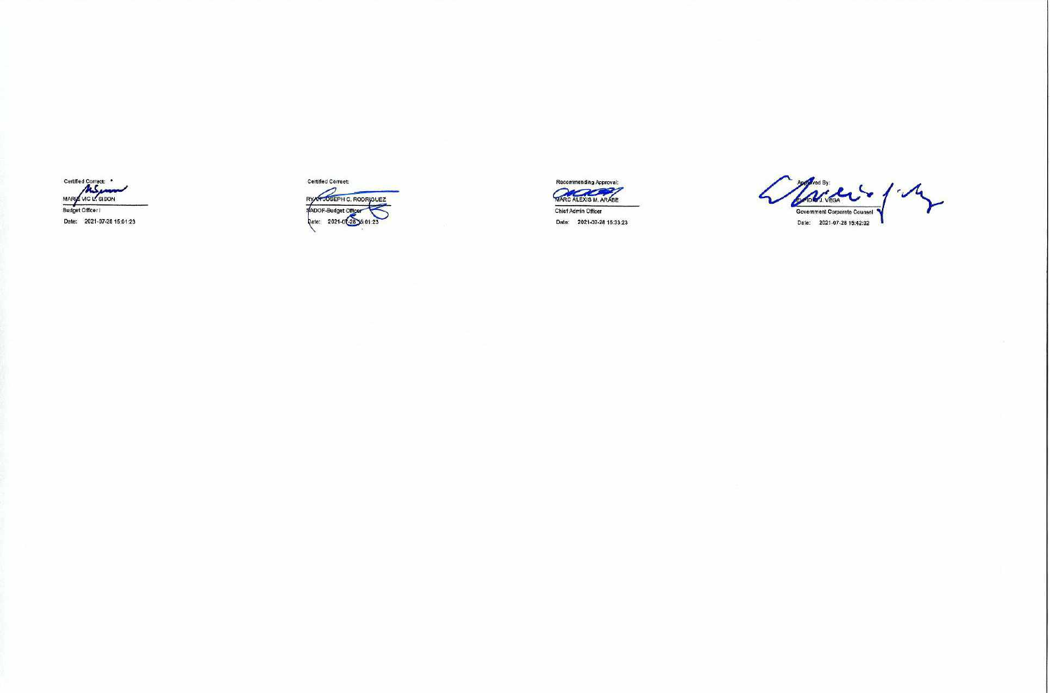Certified Correct:

MARIE VIC L. SISON

Budget Officer I

Date: 2021-07-28 15:01:23

Certified Correct:

RYAN JOSEPH C. RODRIGUEZ

SADOF-Budget Officer

Date: 2021-07-28 15:01:23

Recommending Approval:

MARC ALEXIS M. ARABE

Chief Admin Officer

Date: 2021-07-28 15:33:23

Approved By:

ELPIDIO J. VEGA

Government Corporate Counsel

Date: 2021-07-28 15:42:02